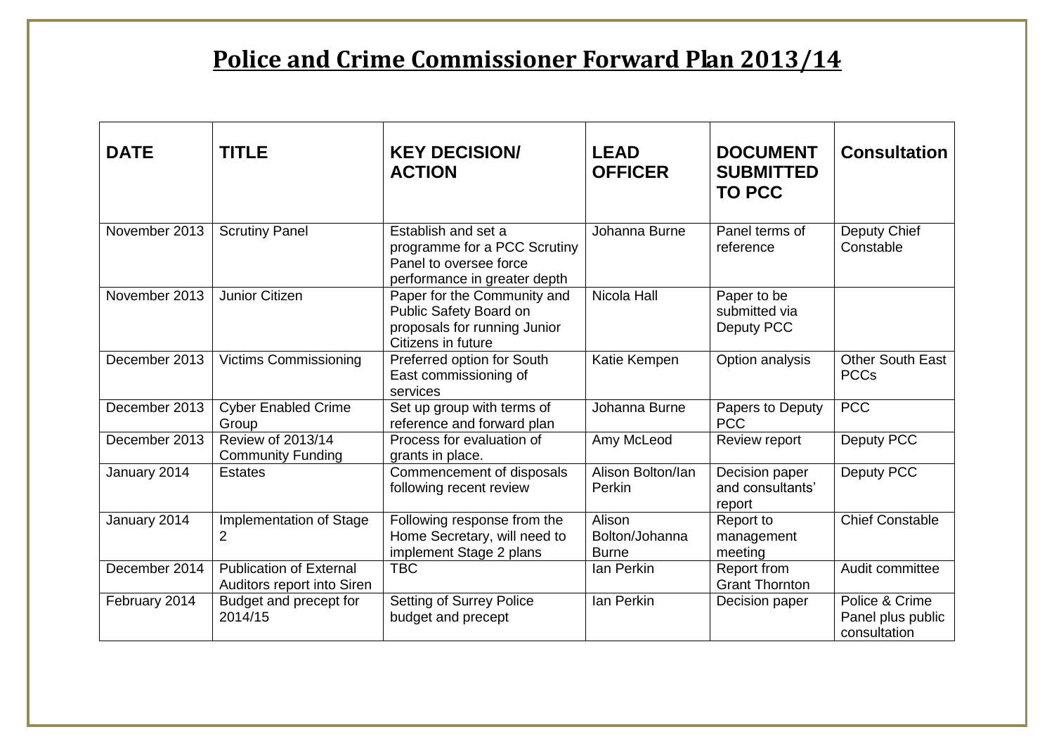# Police and Crime Commissioner Forward Plan 2013/14

| DATE | TITLE | KEY DECISION/ ACTION | LEAD OFFICER | DOCUMENT SUBMITTED TO PCC | Consultation |
|---|---|---|---|---|---|
| November 2013 | Scrutiny Panel | Establish and set a programme for a PCC Scrutiny Panel to oversee force performance in greater depth | Johanna Burne | Panel terms of reference | Deputy Chief Constable |
| November 2013 | Junior Citizen | Paper for the Community and Public Safety Board on proposals for running Junior Citizens in future | Nicola Hall | Paper to be submitted via Deputy PCC | |
| December 2013 | Victims Commissioning | Preferred option for South East commissioning of services | Katie Kempen | Option analysis | Other South East PCCs |
| December 2013 | Cyber Enabled Crime Group | Set up group with terms of reference and forward plan | Johanna Burne | Papers to Deputy PCC | PCC |
| December 2013 | Review of 2013/14 Community Funding | Process for evaluation of grants in place. | Amy McLeod | Review report | Deputy PCC |
| January 2014 | Estates | Commencement of disposals following recent review | Alison Bolton/Ian Perkin | Decision paper and consultants' report | Deputy PCC |
| January 2014 | Implementation of Stage 2 | Following response from the Home Secretary, will need to implement Stage 2 plans | Alison Bolton/Johanna Burne | Report to management meeting | Chief Constable |
| December 2014 | Publication of External Auditors report into Siren | TBC | Ian Perkin | Report from Grant Thornton | Audit committee |
| February 2014 | Budget and precept for 2014/15 | Setting of Surrey Police budget and precept | Ian Perkin | Decision paper | Police & Crime Panel plus public consultation |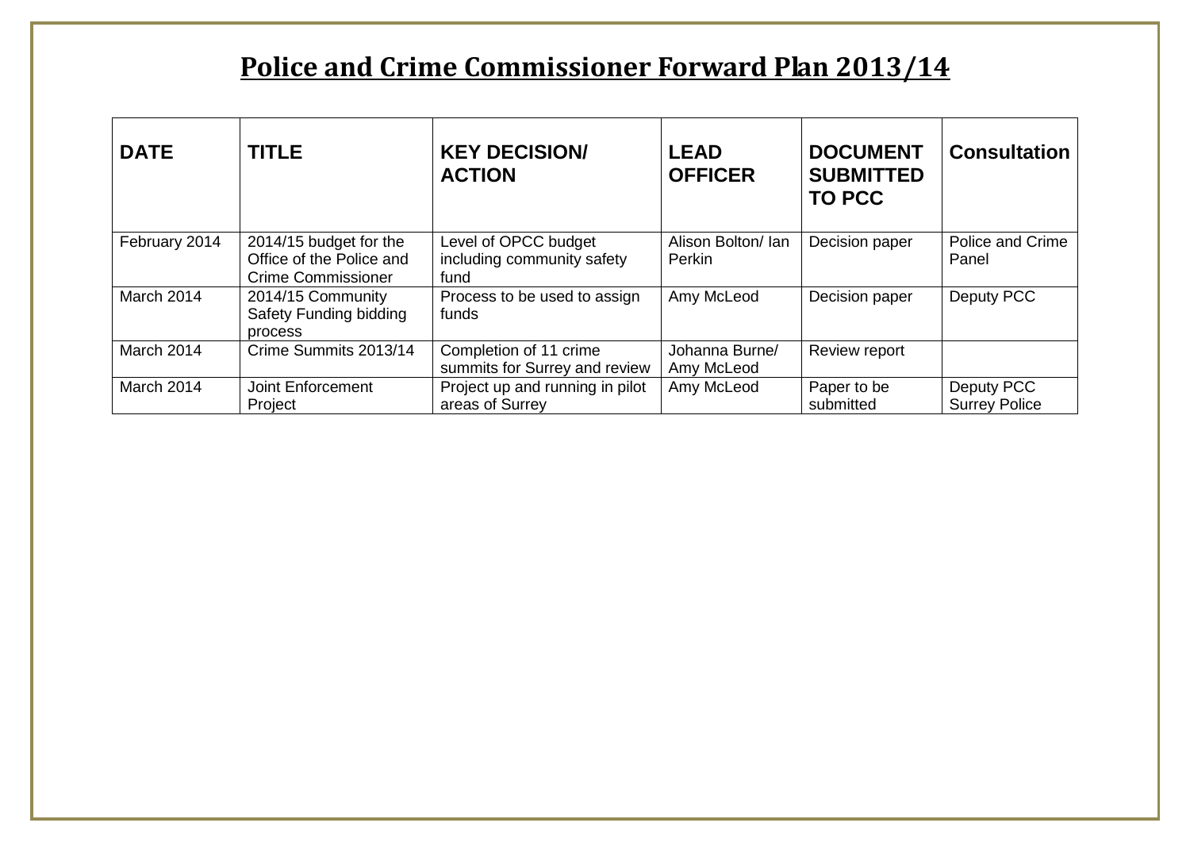# Police and Crime Commissioner Forward Plan 2013/14

| DATE | TITLE | KEY DECISION/ ACTION | LEAD OFFICER | DOCUMENT SUBMITTED TO PCC | Consultation |
|---|---|---|---|---|---|
| February 2014 | 2014/15 budget for the Office of the Police and Crime Commissioner | Level of OPCC budget including community safety fund | Alison Bolton/ Ian Perkin | Decision paper | Police and Crime Panel |
| March 2014 | 2014/15 Community Safety Funding bidding process | Process to be used to assign funds | Amy McLeod | Decision paper | Deputy PCC |
| March 2014 | Crime Summits 2013/14 | Completion of 11 crime summits for Surrey and review | Johanna Burne/ Amy McLeod | Review report | |
| March 2014 | Joint Enforcement Project | Project up and running in pilot areas of Surrey | Amy McLeod | Paper to be submitted | Deputy PCC Surrey Police |